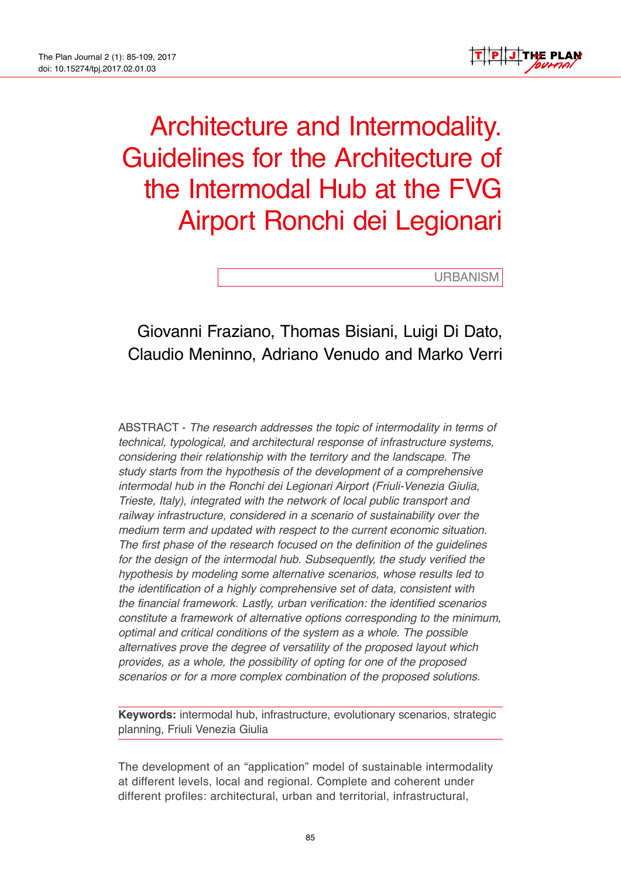# Architecture and Intermodality. Guidelines for the Architecture of the Intermodal Hub at the FVG Airport Ronchi dei Legionari

URBANISM

Giovanni Fraziano, Thomas Bisiani, Luigi Di Dato, Claudio Meninno, Adriano Venudo and Marko Verri

ABSTRACT - *The research addresses the topic of intermodality in terms of technical, typological, and architectural response of infrastructure systems, considering their relationship with the territory and the landscape. The study starts from the hypothesis of the development of a comprehensive intermodal hub in the Ronchi dei Legionari Airport (Friuli-Venezia Giulia, Trieste, Italy), integrated with the network of local public transport and railway infrastructure, considered in a scenario of sustainability over the medium term and updated with respect to the current economic situation. The first phase of the research focused on the definition of the guidelines for the design of the intermodal hub. Subsequently, the study verified the hypothesis by modeling some alternative scenarios, whose results led to the identification of a highly comprehensive set of data, consistent with the financial framework. Lastly, urban verification: the identified scenarios constitute a framework of alternative options corresponding to the minimum, optimal and critical conditions of the system as a whole. The possible alternatives prove the degree of versatility of the proposed layout which provides, as a whole, the possibility of opting for one of the proposed scenarios or for a more complex combination of the proposed solutions.*

**Keywords:** intermodal hub, infrastructure, evolutionary scenarios, strategic planning, Friuli Venezia Giulia

The development of an "application" model of sustainable intermodality at different levels, local and regional. Complete and coherent under different profiles: architectural, urban and territorial, infrastructural,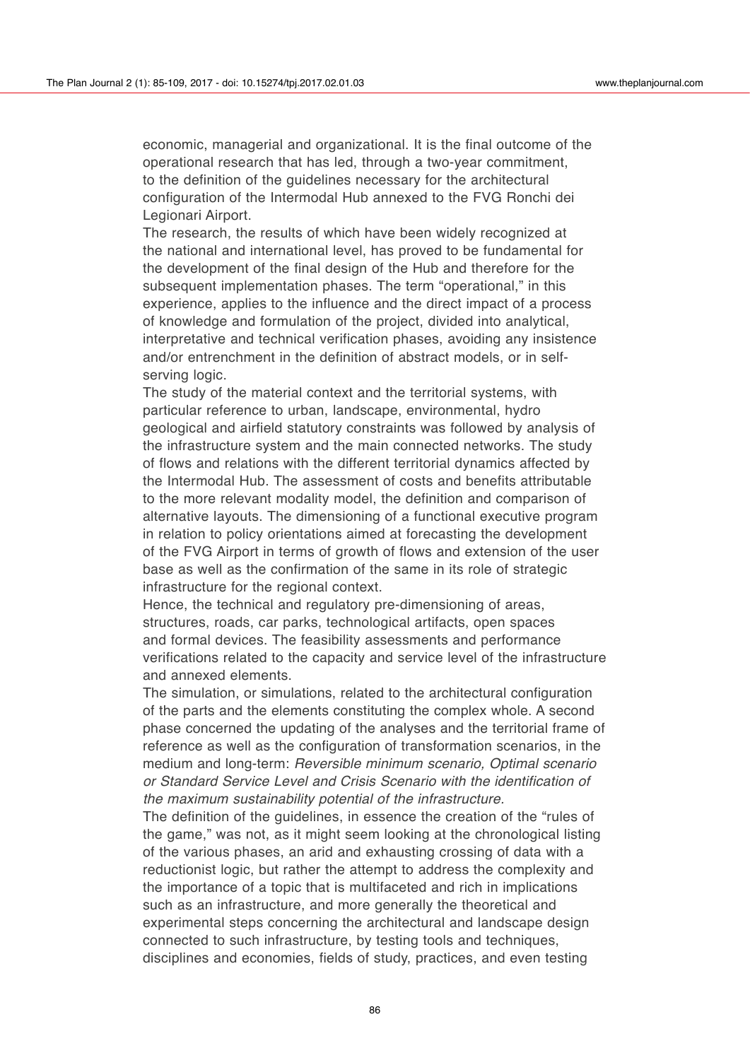economic, managerial and organizational. It is the final outcome of the operational research that has led, through a two-year commitment, to the definition of the guidelines necessary for the architectural configuration of the Intermodal Hub annexed to the FVG Ronchi dei Legionari Airport.

The research, the results of which have been widely recognized at the national and international level, has proved to be fundamental for the development of the final design of the Hub and therefore for the subsequent implementation phases. The term "operational," in this experience, applies to the influence and the direct impact of a process of knowledge and formulation of the project, divided into analytical, interpretative and technical verification phases, avoiding any insistence and/or entrenchment in the definition of abstract models, or in self-serving logic.

The study of the material context and the territorial systems, with particular reference to urban, landscape, environmental, hydro geological and airfield statutory constraints was followed by analysis of the infrastructure system and the main connected networks. The study of flows and relations with the different territorial dynamics affected by the Intermodal Hub. The assessment of costs and benefits attributable to the more relevant modality model, the definition and comparison of alternative layouts. The dimensioning of a functional executive program in relation to policy orientations aimed at forecasting the development of the FVG Airport in terms of growth of flows and extension of the user base as well as the confirmation of the same in its role of strategic infrastructure for the regional context.

Hence, the technical and regulatory pre-dimensioning of areas, structures, roads, car parks, technological artifacts, open spaces and formal devices. The feasibility assessments and performance verifications related to the capacity and service level of the infrastructure and annexed elements.

The simulation, or simulations, related to the architectural configuration of the parts and the elements constituting the complex whole. A second phase concerned the updating of the analyses and the territorial frame of reference as well as the configuration of transformation scenarios, in the medium and long-term: *Reversible minimum scenario, Optimal scenario or Standard Service Level and Crisis Scenario with the identification of the maximum sustainability potential of the infrastructure.*

The definition of the guidelines, in essence the creation of the "rules of the game," was not, as it might seem looking at the chronological listing of the various phases, an arid and exhausting crossing of data with a reductionist logic, but rather the attempt to address the complexity and the importance of a topic that is multifaceted and rich in implications such as an infrastructure, and more generally the theoretical and experimental steps concerning the architectural and landscape design connected to such infrastructure, by testing tools and techniques, disciplines and economies, fields of study, practices, and even testing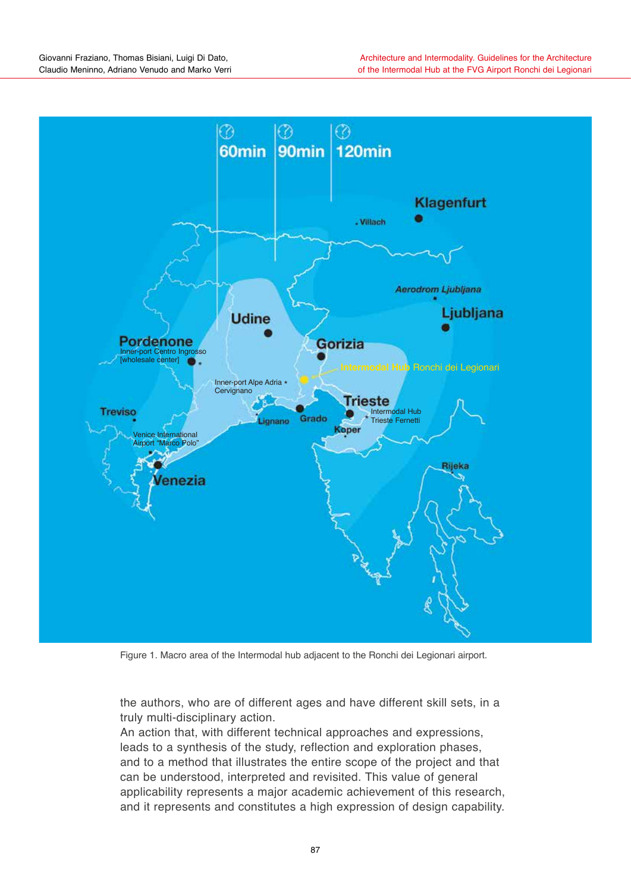Figure 1. Macro area of the Intermodal hub adjacent to the Ronchi dei Legionari airport.

the authors, who are of different ages and have different skill sets, in a truly multi-disciplinary action.
An action that, with different technical approaches and expressions, leads to a synthesis of the study, reflection and exploration phases, and to a method that illustrates the entire scope of the project and that can be understood, interpreted and revisited. This value of general applicability represents a major academic achievement of this research, and it represents and constitutes a high expression of design capability.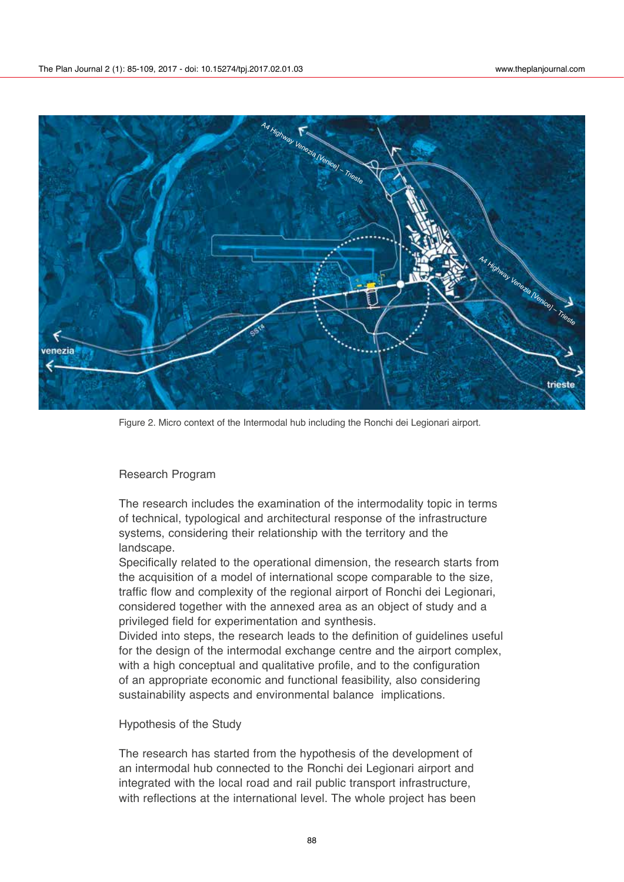Figure 2. Micro context of the Intermodal hub including the Ronchi dei Legionari airport.

## Research Program

The research includes the examination of the intermodality topic in terms of technical, typological and architectural response of the infrastructure systems, considering their relationship with the territory and the landscape.
Specifically related to the operational dimension, the research starts from the acquisition of a model of international scope comparable to the size, traffic flow and complexity of the regional airport of Ronchi dei Legionari, considered together with the annexed area as an object of study and a privileged field for experimentation and synthesis.
Divided into steps, the research leads to the definition of guidelines useful for the design of the intermodal exchange centre and the airport complex, with a high conceptual and qualitative profile, and to the configuration of an appropriate economic and functional feasibility, also considering sustainability aspects and environmental balance implications.

## Hypothesis of the Study

The research has started from the hypothesis of the development of an intermodal hub connected to the Ronchi dei Legionari airport and integrated with the local road and rail public transport infrastructure, with reflections at the international level. The whole project has been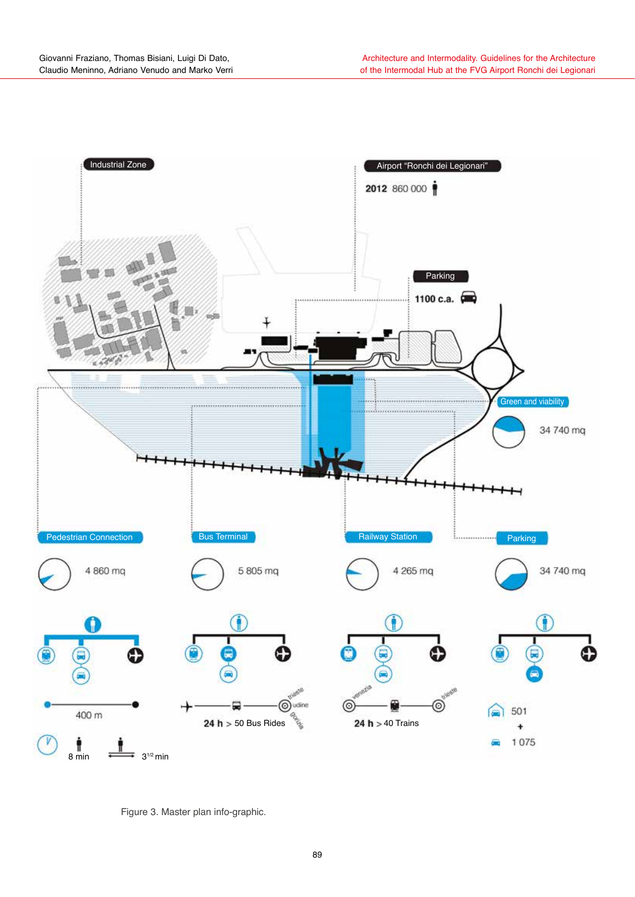Industrial Zone

Airport "Ronchi dei Legionari"

2012 860 000

Parking

1100 c.a.

Green and viability

34 740 mq

Pedestrian Connection

4 860 mq

400 m

8 min

$3^{1/2}$ min

Bus Terminal

5 805 mq

trieste

udine

gorizia

24 h > 50 Bus Rides

Railway Station

4 265 mq

venezia

trieste

24 h > 40 Trains

Parking

34 740 mq

501

+

1 075

Figure 3. Master plan info-graphic.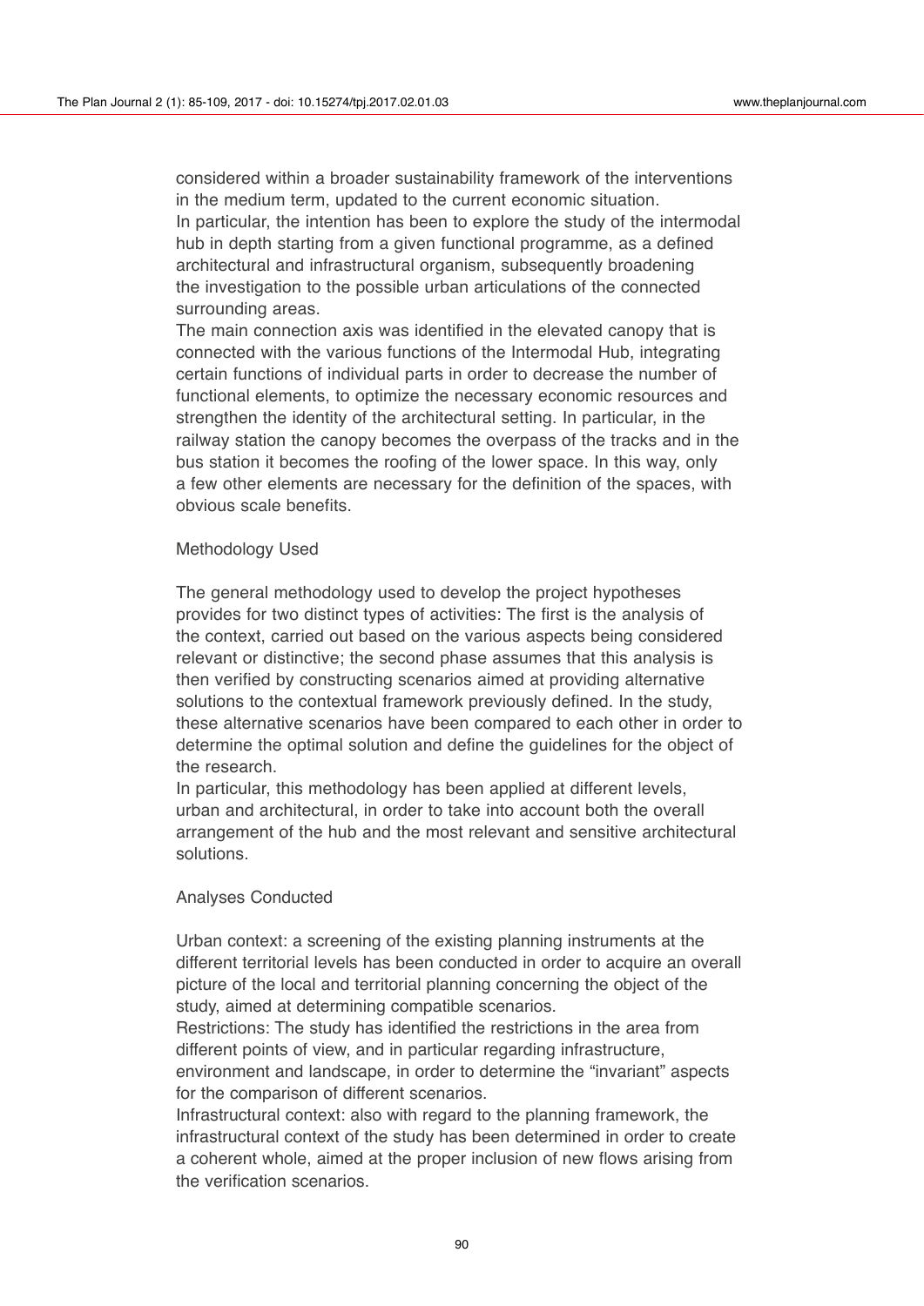considered within a broader sustainability framework of the interventions in the medium term, updated to the current economic situation.

In particular, the intention has been to explore the study of the intermodal hub in depth starting from a given functional programme, as a defined architectural and infrastructural organism, subsequently broadening the investigation to the possible urban articulations of the connected surrounding areas.

The main connection axis was identified in the elevated canopy that is connected with the various functions of the Intermodal Hub, integrating certain functions of individual parts in order to decrease the number of functional elements, to optimize the necessary economic resources and strengthen the identity of the architectural setting. In particular, in the railway station the canopy becomes the overpass of the tracks and in the bus station it becomes the roofing of the lower space. In this way, only a few other elements are necessary for the definition of the spaces, with obvious scale benefits.

## Methodology Used

The general methodology used to develop the project hypotheses provides for two distinct types of activities: The first is the analysis of the context, carried out based on the various aspects being considered relevant or distinctive; the second phase assumes that this analysis is then verified by constructing scenarios aimed at providing alternative solutions to the contextual framework previously defined. In the study, these alternative scenarios have been compared to each other in order to determine the optimal solution and define the guidelines for the object of the research.

In particular, this methodology has been applied at different levels, urban and architectural, in order to take into account both the overall arrangement of the hub and the most relevant and sensitive architectural solutions.

## Analyses Conducted

Urban context: a screening of the existing planning instruments at the different territorial levels has been conducted in order to acquire an overall picture of the local and territorial planning concerning the object of the study, aimed at determining compatible scenarios.

Restrictions: The study has identified the restrictions in the area from different points of view, and in particular regarding infrastructure, environment and landscape, in order to determine the "invariant" aspects for the comparison of different scenarios.

Infrastructural context: also with regard to the planning framework, the infrastructural context of the study has been determined in order to create a coherent whole, aimed at the proper inclusion of new flows arising from the verification scenarios.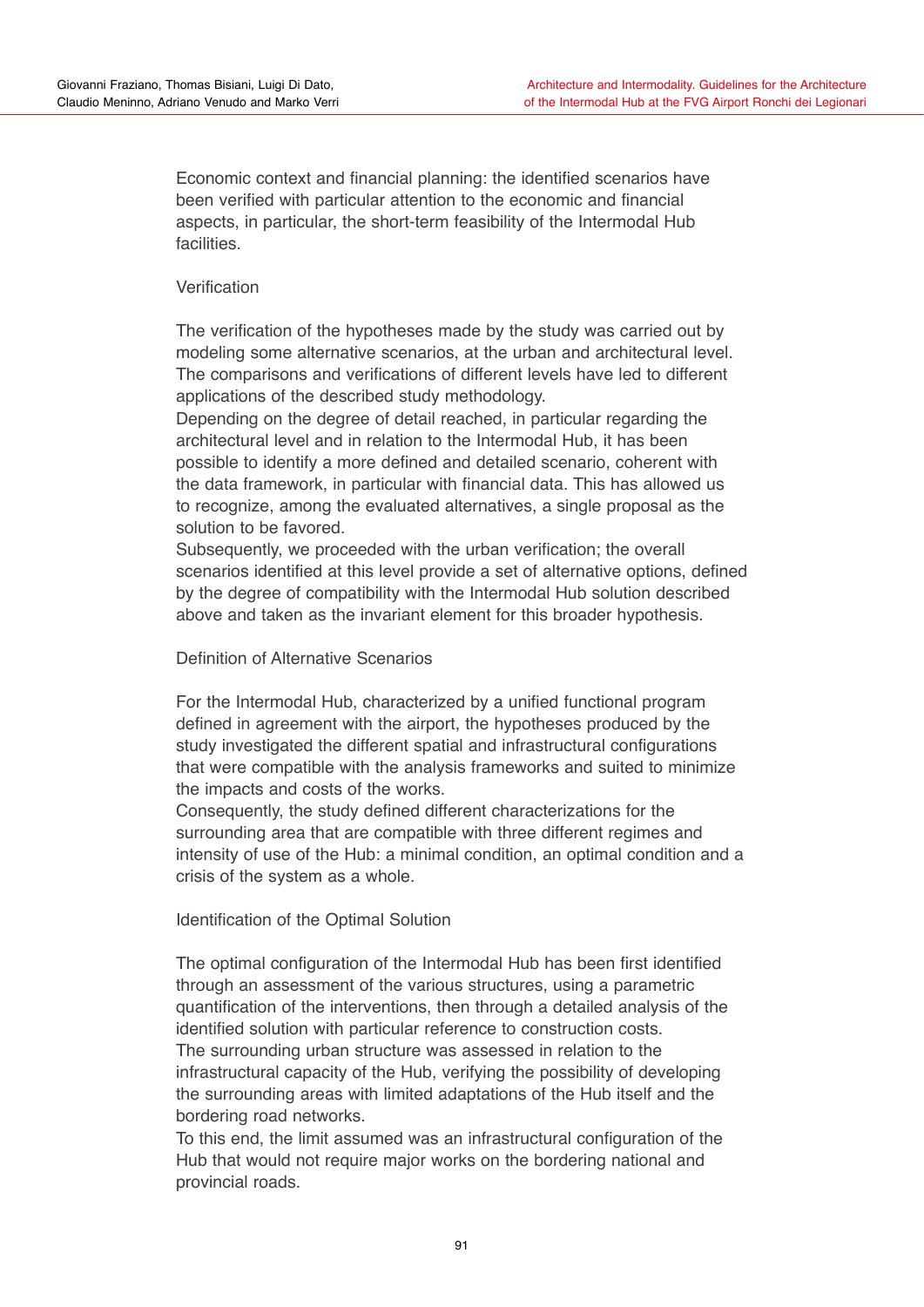Economic context and financial planning: the identified scenarios have been verified with particular attention to the economic and financial aspects, in particular, the short-term feasibility of the Intermodal Hub facilities.

### Verification

The verification of the hypotheses made by the study was carried out by modeling some alternative scenarios, at the urban and architectural level. The comparisons and verifications of different levels have led to different applications of the described study methodology.
Depending on the degree of detail reached, in particular regarding the architectural level and in relation to the Intermodal Hub, it has been possible to identify a more defined and detailed scenario, coherent with the data framework, in particular with financial data. This has allowed us to recognize, among the evaluated alternatives, a single proposal as the solution to be favored.
Subsequently, we proceeded with the urban verification; the overall scenarios identified at this level provide a set of alternative options, defined by the degree of compatibility with the Intermodal Hub solution described above and taken as the invariant element for this broader hypothesis.

### Definition of Alternative Scenarios

For the Intermodal Hub, characterized by a unified functional program defined in agreement with the airport, the hypotheses produced by the study investigated the different spatial and infrastructural configurations that were compatible with the analysis frameworks and suited to minimize the impacts and costs of the works.
Consequently, the study defined different characterizations for the surrounding area that are compatible with three different regimes and intensity of use of the Hub: a minimal condition, an optimal condition and a crisis of the system as a whole.

### Identification of the Optimal Solution

The optimal configuration of the Intermodal Hub has been first identified through an assessment of the various structures, using a parametric quantification of the interventions, then through a detailed analysis of the identified solution with particular reference to construction costs.
The surrounding urban structure was assessed in relation to the infrastructural capacity of the Hub, verifying the possibility of developing the surrounding areas with limited adaptations of the Hub itself and the bordering road networks.
To this end, the limit assumed was an infrastructural configuration of the Hub that would not require major works on the bordering national and provincial roads.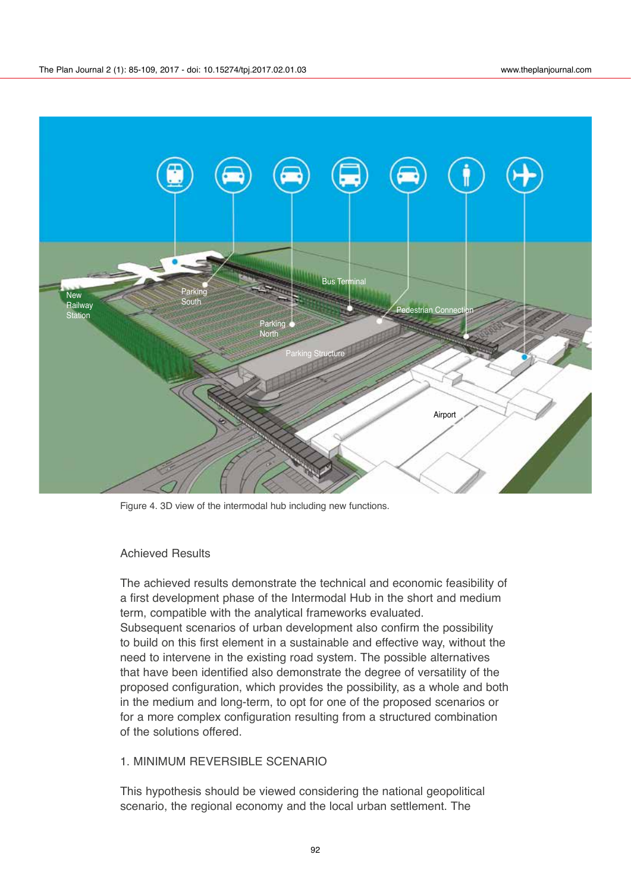Figure 4. 3D view of the intermodal hub including new functions.

## Achieved Results

The achieved results demonstrate the technical and economic feasibility of a first development phase of the Intermodal Hub in the short and medium term, compatible with the analytical frameworks evaluated.
Subsequent scenarios of urban development also confirm the possibility to build on this first element in a sustainable and effective way, without the need to intervene in the existing road system. The possible alternatives that have been identified also demonstrate the degree of versatility of the proposed configuration, which provides the possibility, as a whole and both in the medium and long-term, to opt for one of the proposed scenarios or for a more complex configuration resulting from a structured combination of the solutions offered.

### 1. MINIMUM REVERSIBLE SCENARIO

This hypothesis should be viewed considering the national geopolitical scenario, the regional economy and the local urban settlement. The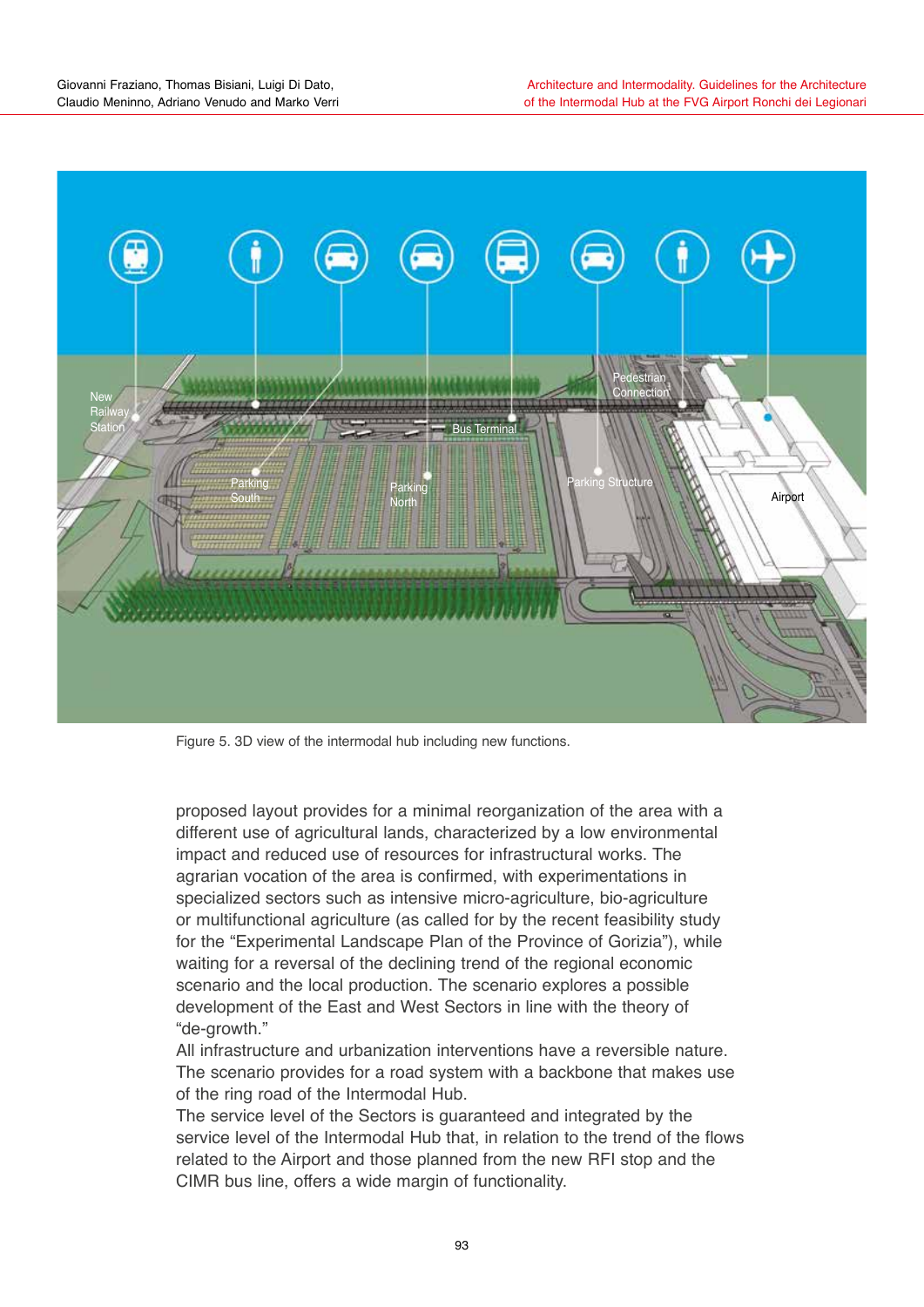Figure 5. 3D view of the intermodal hub including new functions.

proposed layout provides for a minimal reorganization of the area with a different use of agricultural lands, characterized by a low environmental impact and reduced use of resources for infrastructural works. The agrarian vocation of the area is confirmed, with experimentations in specialized sectors such as intensive micro-agriculture, bio-agriculture or multifunctional agriculture (as called for by the recent feasibility study for the "Experimental Landscape Plan of the Province of Gorizia"), while waiting for a reversal of the declining trend of the regional economic scenario and the local production. The scenario explores a possible development of the East and West Sectors in line with the theory of "de-growth."

All infrastructure and urbanization interventions have a reversible nature. The scenario provides for a road system with a backbone that makes use of the ring road of the Intermodal Hub.

The service level of the Sectors is guaranteed and integrated by the service level of the Intermodal Hub that, in relation to the trend of the flows related to the Airport and those planned from the new RFI stop and the CIMR bus line, offers a wide margin of functionality.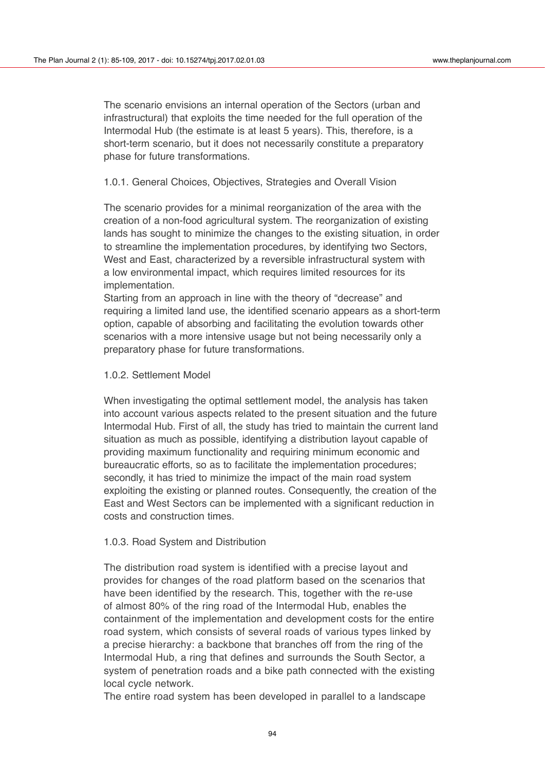The scenario envisions an internal operation of the Sectors (urban and infrastructural) that exploits the time needed for the full operation of the Intermodal Hub (the estimate is at least 5 years). This, therefore, is a short-term scenario, but it does not necessarily constitute a preparatory phase for future transformations.

### 1.0.1. General Choices, Objectives, Strategies and Overall Vision

The scenario provides for a minimal reorganization of the area with the creation of a non-food agricultural system. The reorganization of existing lands has sought to minimize the changes to the existing situation, in order to streamline the implementation procedures, by identifying two Sectors, West and East, characterized by a reversible infrastructural system with a low environmental impact, which requires limited resources for its implementation.
Starting from an approach in line with the theory of "decrease" and requiring a limited land use, the identified scenario appears as a short-term option, capable of absorbing and facilitating the evolution towards other scenarios with a more intensive usage but not being necessarily only a preparatory phase for future transformations.

### 1.0.2. Settlement Model

When investigating the optimal settlement model, the analysis has taken into account various aspects related to the present situation and the future Intermodal Hub. First of all, the study has tried to maintain the current land situation as much as possible, identifying a distribution layout capable of providing maximum functionality and requiring minimum economic and bureaucratic efforts, so as to facilitate the implementation procedures; secondly, it has tried to minimize the impact of the main road system exploiting the existing or planned routes. Consequently, the creation of the East and West Sectors can be implemented with a significant reduction in costs and construction times.

### 1.0.3. Road System and Distribution

The distribution road system is identified with a precise layout and provides for changes of the road platform based on the scenarios that have been identified by the research. This, together with the re-use of almost 80% of the ring road of the Intermodal Hub, enables the containment of the implementation and development costs for the entire road system, which consists of several roads of various types linked by a precise hierarchy: a backbone that branches off from the ring of the Intermodal Hub, a ring that defines and surrounds the South Sector, a system of penetration roads and a bike path connected with the existing local cycle network.
The entire road system has been developed in parallel to a landscape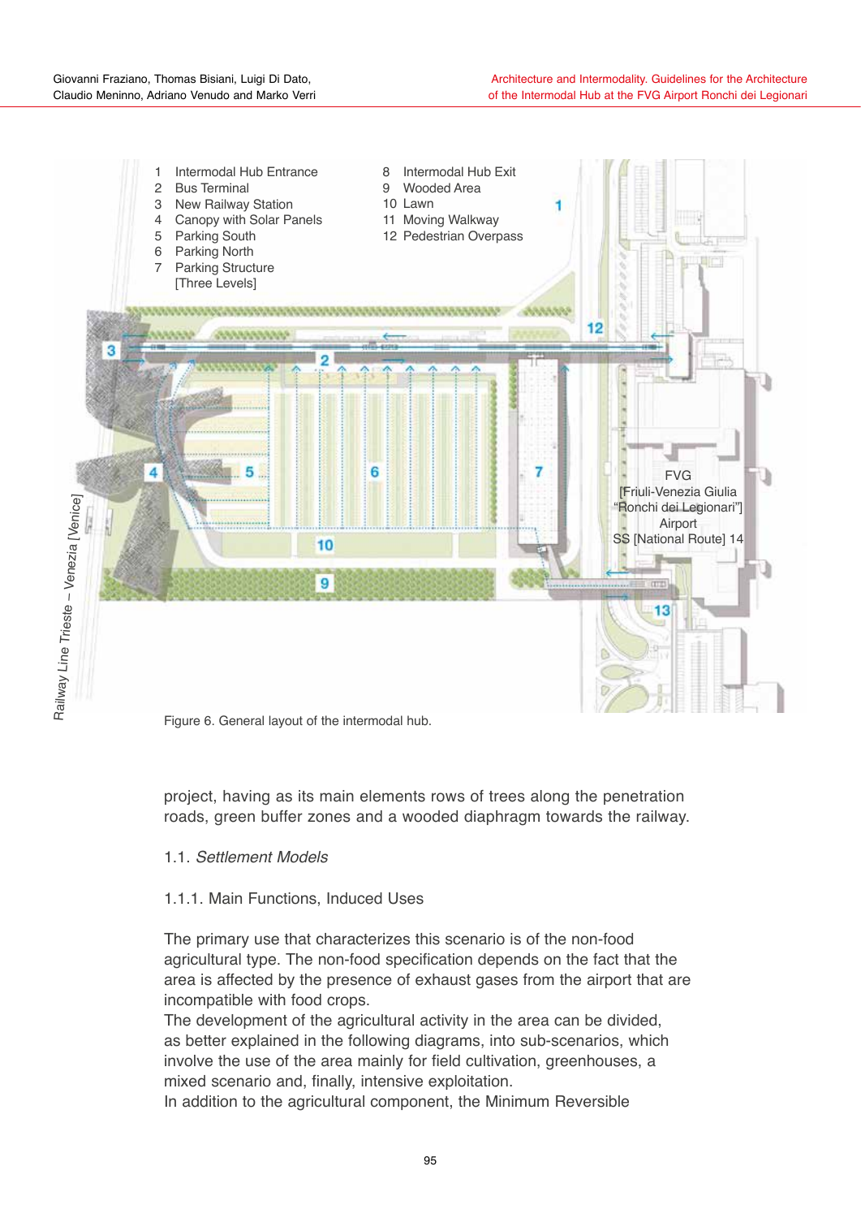1 Intermodal Hub Entrance
2 Bus Terminal
3 New Railway Station
4 Canopy with Solar Panels
5 Parking South
6 Parking North
7 Parking Structure [Three Levels]
8 Intermodal Hub Exit
9 Wooded Area
10 Lawn
11 Moving Walkway
12 Pedestrian Overpass

Railway Line Trieste – Venezia [Venice]

FVG [Friuli-Venezia Giulia "Ronchi dei Legionari"] Airport
SS [National Route] 14

Figure 6. General layout of the intermodal hub.

project, having as its main elements rows of trees along the penetration roads, green buffer zones and a wooded diaphragm towards the railway.

## 1.1. *Settlement Models*

### 1.1.1. Main Functions, Induced Uses

The primary use that characterizes this scenario is of the non-food agricultural type. The non-food specification depends on the fact that the area is affected by the presence of exhaust gases from the airport that are incompatible with food crops.
The development of the agricultural activity in the area can be divided, as better explained in the following diagrams, into sub-scenarios, which involve the use of the area mainly for field cultivation, greenhouses, a mixed scenario and, finally, intensive exploitation.
In addition to the agricultural component, the Minimum Reversible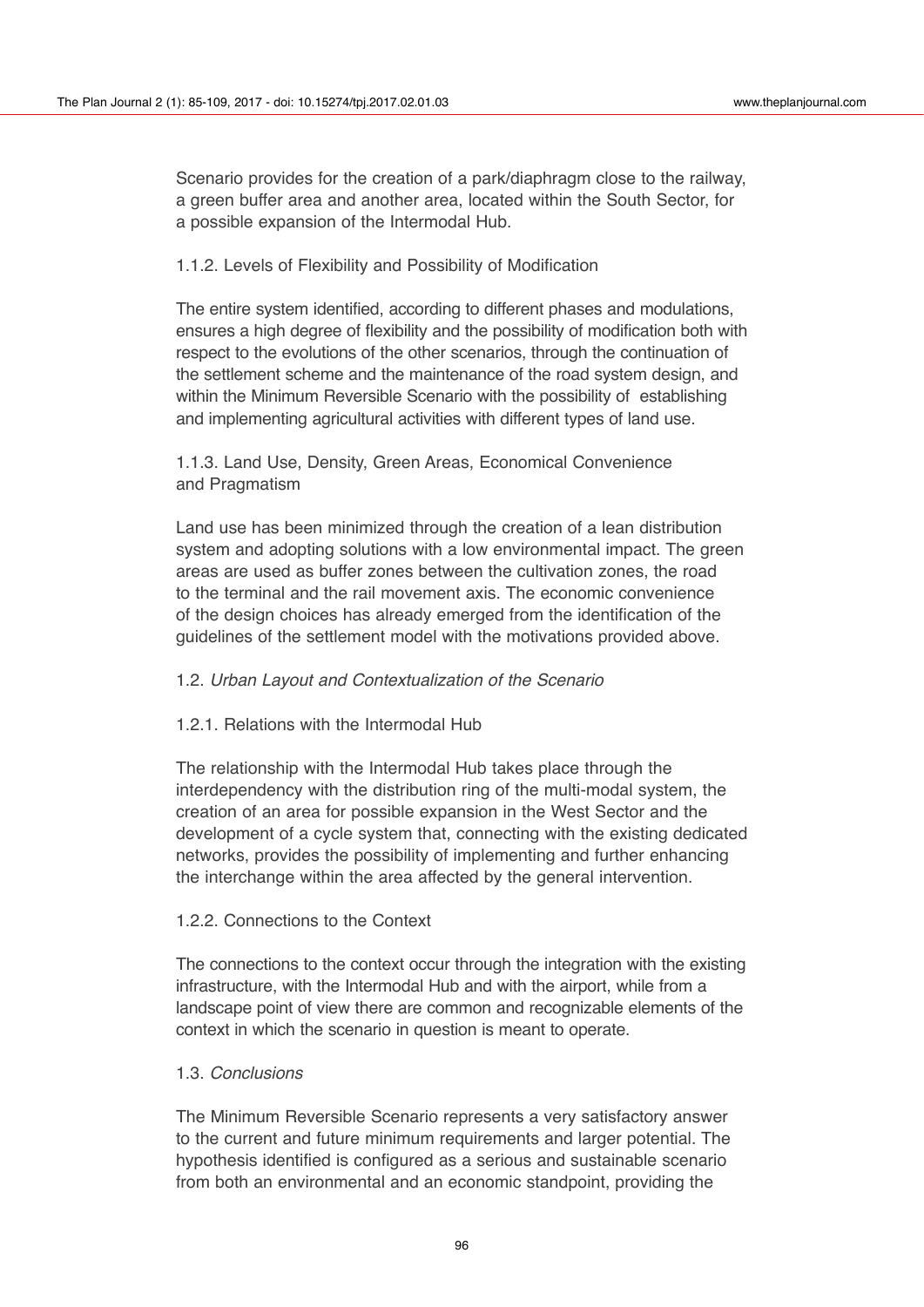Scenario provides for the creation of a park/diaphragm close to the railway, a green buffer area and another area, located within the South Sector, for a possible expansion of the Intermodal Hub.

#### 1.1.2. Levels of Flexibility and Possibility of Modification

The entire system identified, according to different phases and modulations, ensures a high degree of flexibility and the possibility of modification both with respect to the evolutions of the other scenarios, through the continuation of the settlement scheme and the maintenance of the road system design, and within the Minimum Reversible Scenario with the possibility of establishing and implementing agricultural activities with different types of land use.

#### 1.1.3. Land Use, Density, Green Areas, Economical Convenience and Pragmatism

Land use has been minimized through the creation of a lean distribution system and adopting solutions with a low environmental impact. The green areas are used as buffer zones between the cultivation zones, the road to the terminal and the rail movement axis. The economic convenience of the design choices has already emerged from the identification of the guidelines of the settlement model with the motivations provided above.

### 1.2. *Urban Layout and Contextualization of the Scenario*

#### 1.2.1. Relations with the Intermodal Hub

The relationship with the Intermodal Hub takes place through the interdependency with the distribution ring of the multi-modal system, the creation of an area for possible expansion in the West Sector and the development of a cycle system that, connecting with the existing dedicated networks, provides the possibility of implementing and further enhancing the interchange within the area affected by the general intervention.

#### 1.2.2. Connections to the Context

The connections to the context occur through the integration with the existing infrastructure, with the Intermodal Hub and with the airport, while from a landscape point of view there are common and recognizable elements of the context in which the scenario in question is meant to operate.

### 1.3. *Conclusions*

The Minimum Reversible Scenario represents a very satisfactory answer to the current and future minimum requirements and larger potential. The hypothesis identified is configured as a serious and sustainable scenario from both an environmental and an economic standpoint, providing the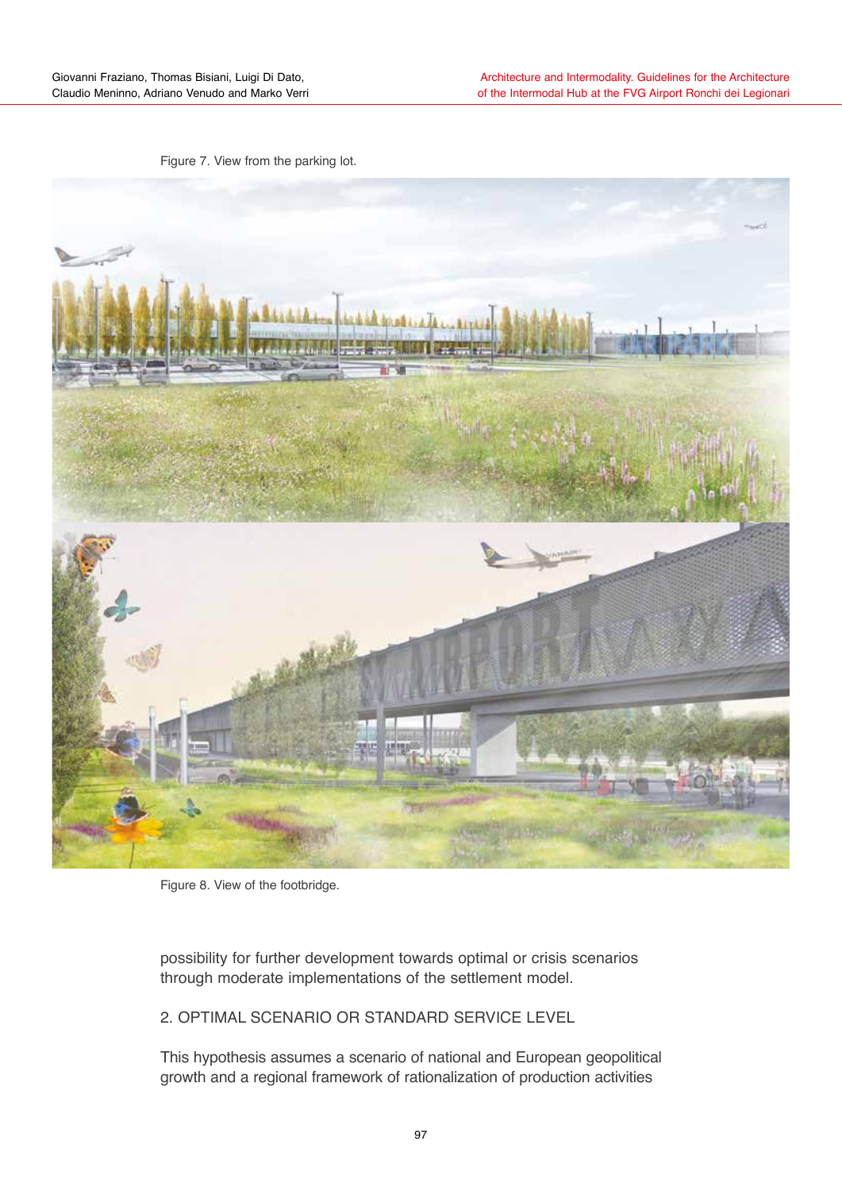Figure 7. View from the parking lot.

Figure 8. View of the footbridge.

possibility for further development towards optimal or crisis scenarios through moderate implementations of the settlement model.

## 2. OPTIMAL SCENARIO OR STANDARD SERVICE LEVEL

This hypothesis assumes a scenario of national and European geopolitical growth and a regional framework of rationalization of production activities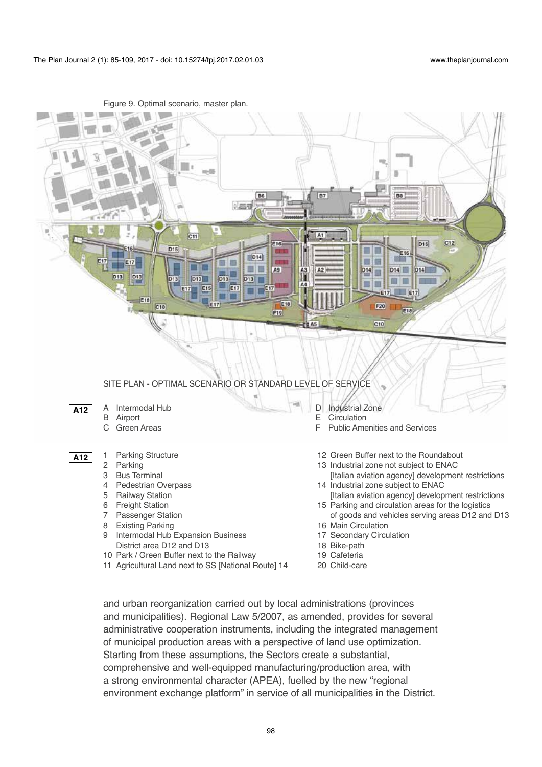Figure 9. Optimal scenario, master plan.

SITE PLAN - OPTIMAL SCENARIO OR STANDARD LEVEL OF SERVICE

**A12**

- A Intermodal Hub
- B Airport
- C Green Areas
- D Industrial Zone
- E Circulation
- F Public Amenities and Services

**A12**

1. Parking Structure
2. Parking
3. Bus Terminal
4. Pedestrian Overpass
5. Railway Station
6. Freight Station
7. Passenger Station
8. Existing Parking
9. Intermodal Hub Expansion Business District area D12 and D13
10. Park / Green Buffer next to the Railway
11. Agricultural Land next to SS [National Route] 14
12. Green Buffer next to the Roundabout
13. Industrial zone not subject to ENAC [Italian aviation agency] development restrictions
14. Industrial zone subject to ENAC [Italian aviation agency] development restrictions
15. Parking and circulation areas for the logistics of goods and vehicles serving areas D12 and D13
16. Main Circulation
17. Secondary Circulation
18. Bike-path
19. Cafeteria
20. Child-care

and urban reorganization carried out by local administrations (provinces and municipalities). Regional Law 5/2007, as amended, provides for several administrative cooperation instruments, including the integrated management of municipal production areas with a perspective of land use optimization. Starting from these assumptions, the Sectors create a substantial, comprehensive and well-equipped manufacturing/production area, with a strong environmental character (APEA), fuelled by the new "regional environment exchange platform" in service of all municipalities in the District.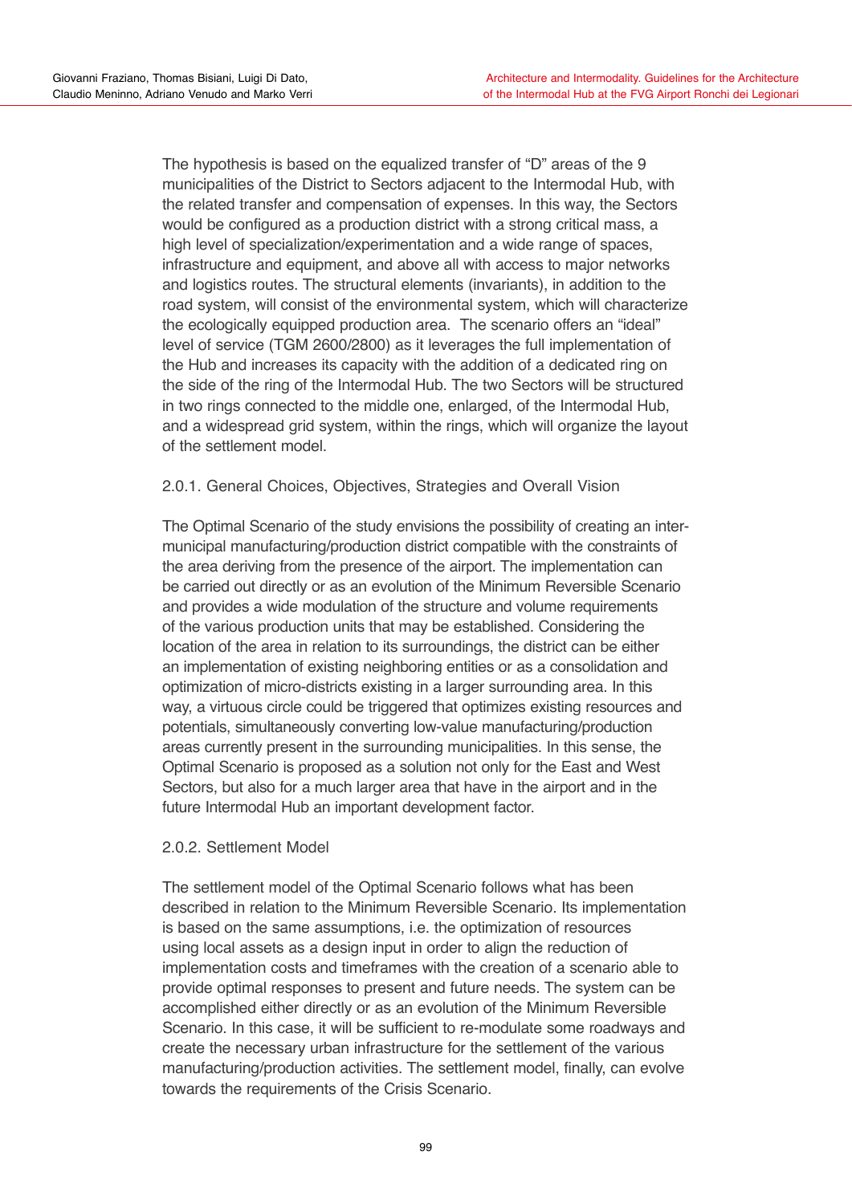The hypothesis is based on the equalized transfer of "D" areas of the 9 municipalities of the District to Sectors adjacent to the Intermodal Hub, with the related transfer and compensation of expenses. In this way, the Sectors would be configured as a production district with a strong critical mass, a high level of specialization/experimentation and a wide range of spaces, infrastructure and equipment, and above all with access to major networks and logistics routes. The structural elements (invariants), in addition to the road system, will consist of the environmental system, which will characterize the ecologically equipped production area. The scenario offers an "ideal" level of service (TGM 2600/2800) as it leverages the full implementation of the Hub and increases its capacity with the addition of a dedicated ring on the side of the ring of the Intermodal Hub. The two Sectors will be structured in two rings connected to the middle one, enlarged, of the Intermodal Hub, and a widespread grid system, within the rings, which will organize the layout of the settlement model.

### 2.0.1. General Choices, Objectives, Strategies and Overall Vision

The Optimal Scenario of the study envisions the possibility of creating an inter-municipal manufacturing/production district compatible with the constraints of the area deriving from the presence of the airport. The implementation can be carried out directly or as an evolution of the Minimum Reversible Scenario and provides a wide modulation of the structure and volume requirements of the various production units that may be established. Considering the location of the area in relation to its surroundings, the district can be either an implementation of existing neighboring entities or as a consolidation and optimization of micro-districts existing in a larger surrounding area. In this way, a virtuous circle could be triggered that optimizes existing resources and potentials, simultaneously converting low-value manufacturing/production areas currently present in the surrounding municipalities. In this sense, the Optimal Scenario is proposed as a solution not only for the East and West Sectors, but also for a much larger area that have in the airport and in the future Intermodal Hub an important development factor.

### 2.0.2. Settlement Model

The settlement model of the Optimal Scenario follows what has been described in relation to the Minimum Reversible Scenario. Its implementation is based on the same assumptions, i.e. the optimization of resources using local assets as a design input in order to align the reduction of implementation costs and timeframes with the creation of a scenario able to provide optimal responses to present and future needs. The system can be accomplished either directly or as an evolution of the Minimum Reversible Scenario. In this case, it will be sufficient to re-modulate some roadways and create the necessary urban infrastructure for the settlement of the various manufacturing/production activities. The settlement model, finally, can evolve towards the requirements of the Crisis Scenario.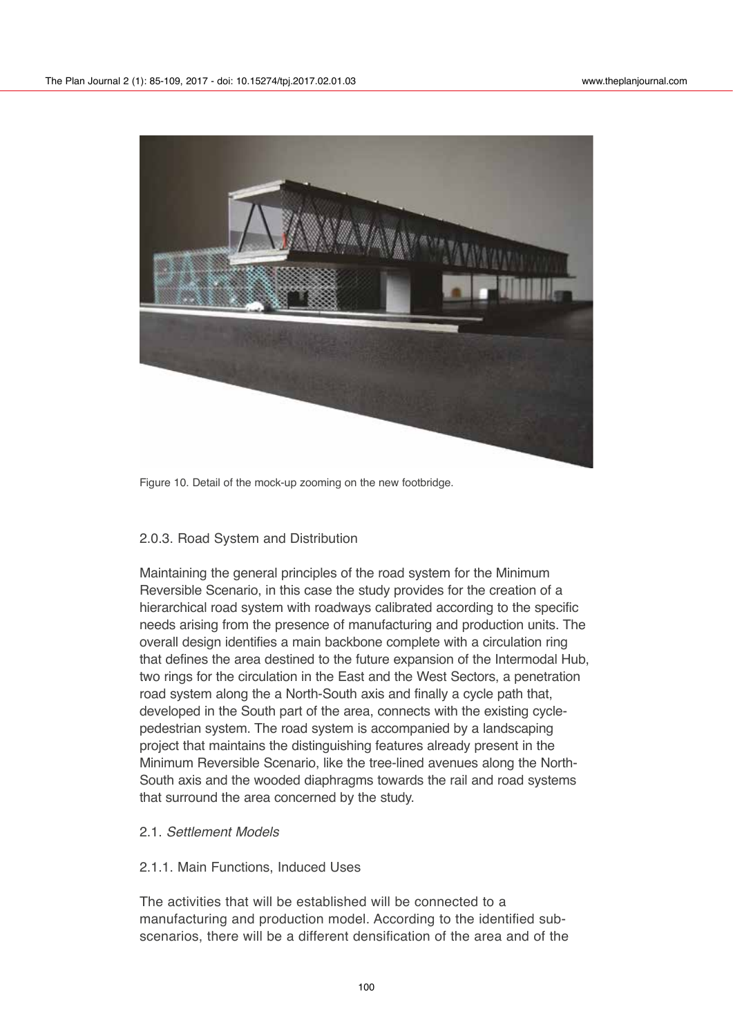Figure 10. Detail of the mock-up zooming on the new footbridge.

### 2.0.3. Road System and Distribution

Maintaining the general principles of the road system for the Minimum Reversible Scenario, in this case the study provides for the creation of a hierarchical road system with roadways calibrated according to the specific needs arising from the presence of manufacturing and production units. The overall design identifies a main backbone complete with a circulation ring that defines the area destined to the future expansion of the Intermodal Hub, two rings for the circulation in the East and the West Sectors, a penetration road system along the a North-South axis and finally a cycle path that, developed in the South part of the area, connects with the existing cycle-pedestrian system. The road system is accompanied by a landscaping project that maintains the distinguishing features already present in the Minimum Reversible Scenario, like the tree-lined avenues along the North-South axis and the wooded diaphragms towards the rail and road systems that surround the area concerned by the study.

## 2.1. *Settlement Models*

### 2.1.1. Main Functions, Induced Uses

The activities that will be established will be connected to a manufacturing and production model. According to the identified sub-scenarios, there will be a different densification of the area and of the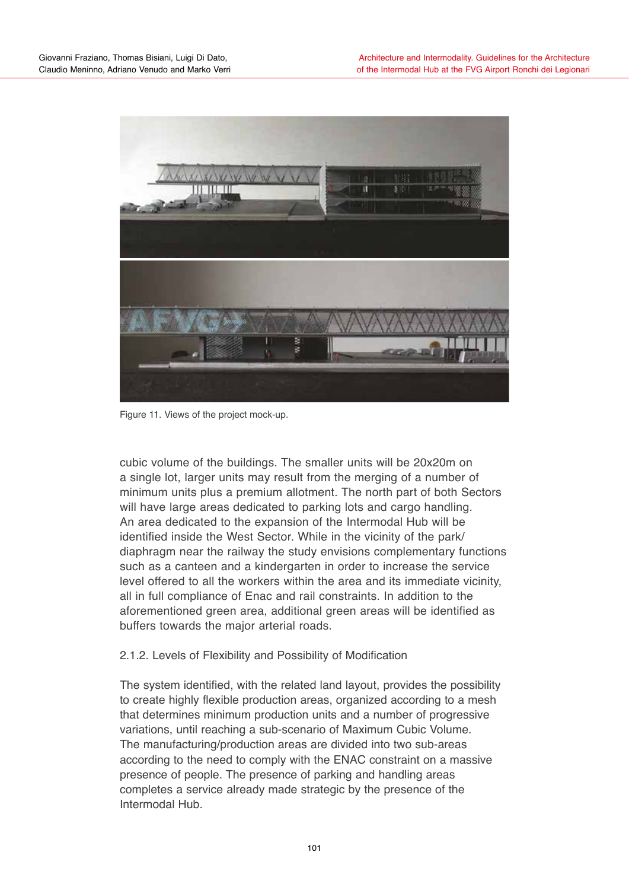Figure 11. Views of the project mock-up.

cubic volume of the buildings. The smaller units will be 20x20m on a single lot, larger units may result from the merging of a number of minimum units plus a premium allotment. The north part of both Sectors will have large areas dedicated to parking lots and cargo handling. An area dedicated to the expansion of the Intermodal Hub will be identified inside the West Sector. While in the vicinity of the park/diaphragm near the railway the study envisions complementary functions such as a canteen and a kindergarten in order to increase the service level offered to all the workers within the area and its immediate vicinity, all in full compliance of Enac and rail constraints. In addition to the aforementioned green area, additional green areas will be identified as buffers towards the major arterial roads.

### 2.1.2. Levels of Flexibility and Possibility of Modification

The system identified, with the related land layout, provides the possibility to create highly flexible production areas, organized according to a mesh that determines minimum production units and a number of progressive variations, until reaching a sub-scenario of Maximum Cubic Volume. The manufacturing/production areas are divided into two sub-areas according to the need to comply with the ENAC constraint on a massive presence of people. The presence of parking and handling areas completes a service already made strategic by the presence of the Intermodal Hub.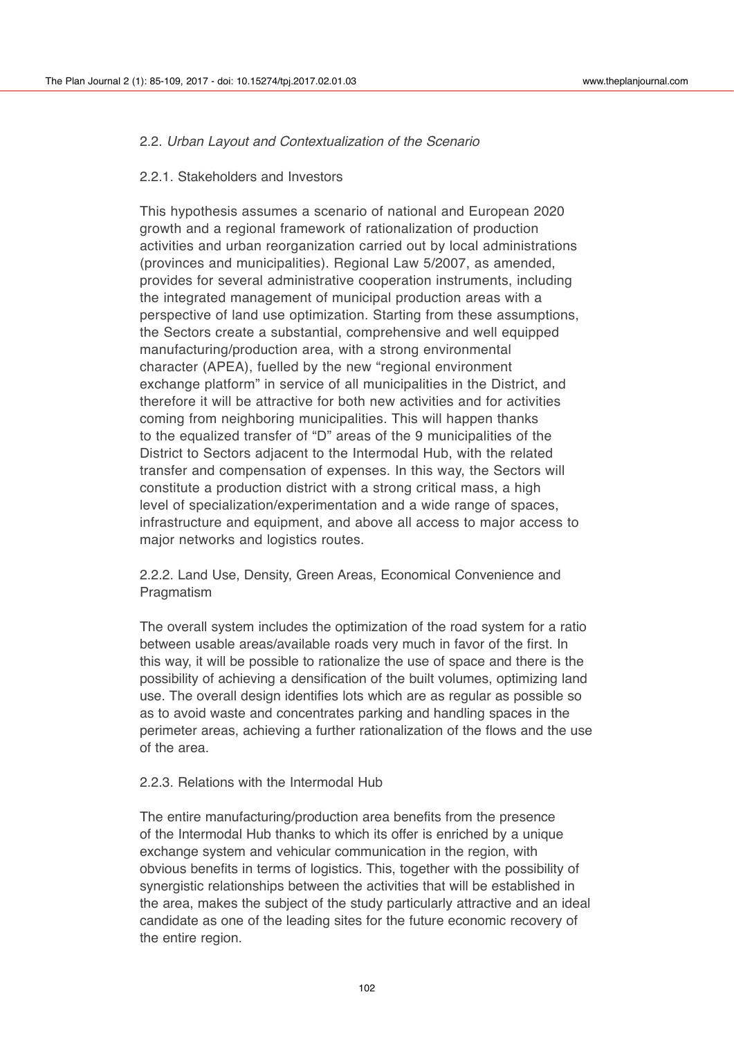### 2.2. *Urban Layout and Contextualization of the Scenario*

#### 2.2.1. Stakeholders and Investors

This hypothesis assumes a scenario of national and European 2020 growth and a regional framework of rationalization of production activities and urban reorganization carried out by local administrations (provinces and municipalities). Regional Law 5/2007, as amended, provides for several administrative cooperation instruments, including the integrated management of municipal production areas with a perspective of land use optimization. Starting from these assumptions, the Sectors create a substantial, comprehensive and well equipped manufacturing/production area, with a strong environmental character (APEA), fuelled by the new "regional environment exchange platform" in service of all municipalities in the District, and therefore it will be attractive for both new activities and for activities coming from neighboring municipalities. This will happen thanks to the equalized transfer of "D" areas of the 9 municipalities of the District to Sectors adjacent to the Intermodal Hub, with the related transfer and compensation of expenses. In this way, the Sectors will constitute a production district with a strong critical mass, a high level of specialization/experimentation and a wide range of spaces, infrastructure and equipment, and above all access to major access to major networks and logistics routes.

#### 2.2.2. Land Use, Density, Green Areas, Economical Convenience and Pragmatism

The overall system includes the optimization of the road system for a ratio between usable areas/available roads very much in favor of the first. In this way, it will be possible to rationalize the use of space and there is the possibility of achieving a densification of the built volumes, optimizing land use. The overall design identifies lots which are as regular as possible so as to avoid waste and concentrates parking and handling spaces in the perimeter areas, achieving a further rationalization of the flows and the use of the area.

#### 2.2.3. Relations with the Intermodal Hub

The entire manufacturing/production area benefits from the presence of the Intermodal Hub thanks to which its offer is enriched by a unique exchange system and vehicular communication in the region, with obvious benefits in terms of logistics. This, together with the possibility of synergistic relationships between the activities that will be established in the area, makes the subject of the study particularly attractive and an ideal candidate as one of the leading sites for the future economic recovery of the entire region.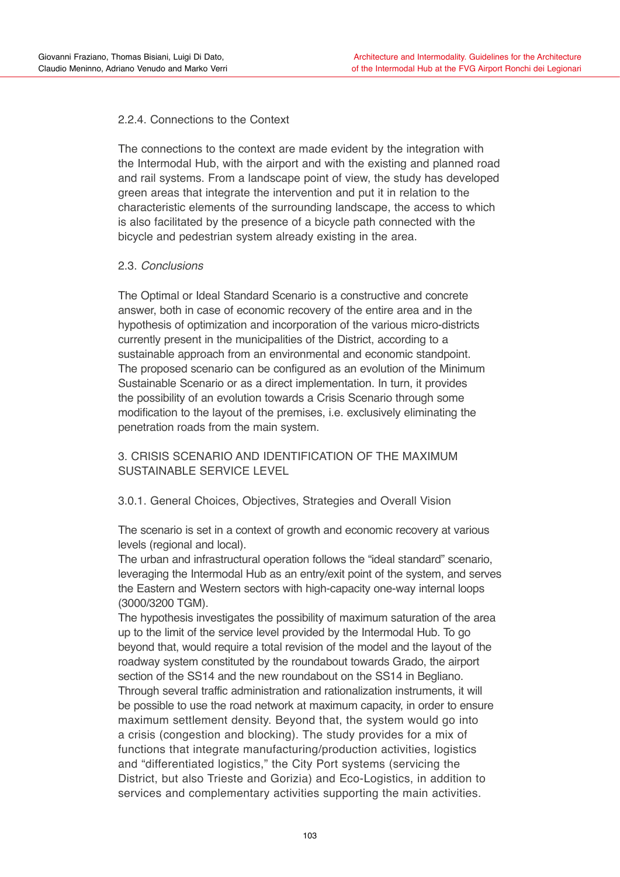### 2.2.4. Connections to the Context

The connections to the context are made evident by the integration with the Intermodal Hub, with the airport and with the existing and planned road and rail systems. From a landscape point of view, the study has developed green areas that integrate the intervention and put it in relation to the characteristic elements of the surrounding landscape, the access to which is also facilitated by the presence of a bicycle path connected with the bicycle and pedestrian system already existing in the area.

### 2.3. *Conclusions*

The Optimal or Ideal Standard Scenario is a constructive and concrete answer, both in case of economic recovery of the entire area and in the hypothesis of optimization and incorporation of the various micro-districts currently present in the municipalities of the District, according to a sustainable approach from an environmental and economic standpoint. The proposed scenario can be configured as an evolution of the Minimum Sustainable Scenario or as a direct implementation. In turn, it provides the possibility of an evolution towards a Crisis Scenario through some modification to the layout of the premises, i.e. exclusively eliminating the penetration roads from the main system.

## 3. CRISIS SCENARIO AND IDENTIFICATION OF THE MAXIMUM SUSTAINABLE SERVICE LEVEL

### 3.0.1. General Choices, Objectives, Strategies and Overall Vision

The scenario is set in a context of growth and economic recovery at various levels (regional and local).
The urban and infrastructural operation follows the "ideal standard" scenario, leveraging the Intermodal Hub as an entry/exit point of the system, and serves the Eastern and Western sectors with high-capacity one-way internal loops (3000/3200 TGM).
The hypothesis investigates the possibility of maximum saturation of the area up to the limit of the service level provided by the Intermodal Hub. To go beyond that, would require a total revision of the model and the layout of the roadway system constituted by the roundabout towards Grado, the airport section of the SS14 and the new roundabout on the SS14 in Begliano.
Through several traffic administration and rationalization instruments, it will be possible to use the road network at maximum capacity, in order to ensure maximum settlement density. Beyond that, the system would go into a crisis (congestion and blocking). The study provides for a mix of functions that integrate manufacturing/production activities, logistics and "differentiated logistics," the City Port systems (servicing the District, but also Trieste and Gorizia) and Eco-Logistics, in addition to services and complementary activities supporting the main activities.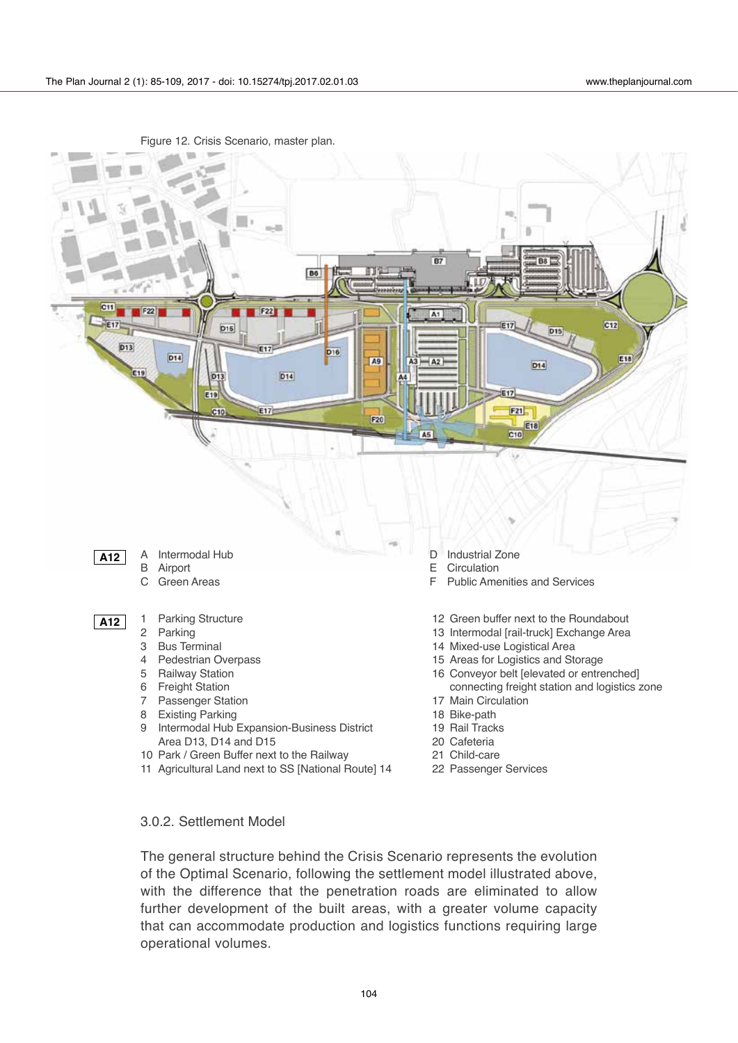Figure 12. Crisis Scenario, master plan.

**A12**

- A Intermodal Hub
- B Airport
- C Green Areas
- D Industrial Zone
- E Circulation
- F Public Amenities and Services

**A12**

1. Parking Structure
2. Parking
3. Bus Terminal
4. Pedestrian Overpass
5. Railway Station
6. Freight Station
7. Passenger Station
8. Existing Parking
9. Intermodal Hub Expansion-Business District Area D13, D14 and D15
10. Park / Green Buffer next to the Railway
11. Agricultural Land next to SS [National Route] 14
12. Green buffer next to the Roundabout
13. Intermodal [rail-truck] Exchange Area
14. Mixed-use Logistical Area
15. Areas for Logistics and Storage
16. Conveyor belt [elevated or entrenched] connecting freight station and logistics zone
17. Main Circulation
18. Bike-path
19. Rail Tracks
20. Cafeteria
21. Child-care
22. Passenger Services

### 3.0.2. Settlement Model

The general structure behind the Crisis Scenario represents the evolution of the Optimal Scenario, following the settlement model illustrated above, with the difference that the penetration roads are eliminated to allow further development of the built areas, with a greater volume capacity that can accommodate production and logistics functions requiring large operational volumes.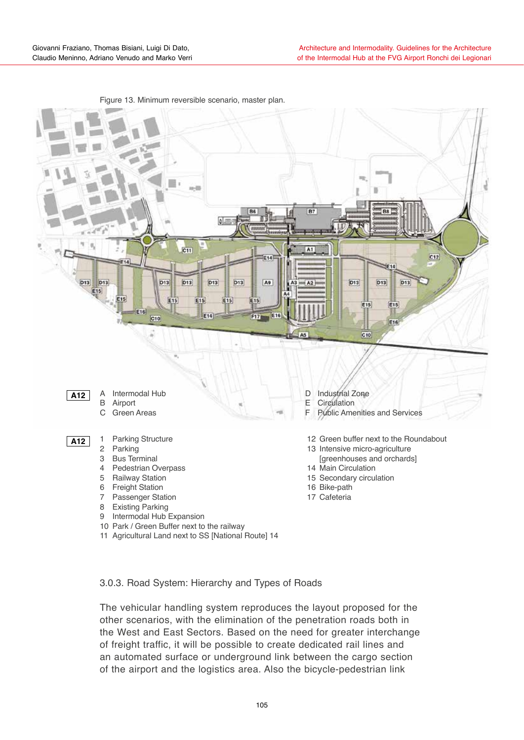Figure 13. Minimum reversible scenario, master plan.

**A12**

A Intermodal Hub
B Airport
C Green Areas
D Industrial Zone
E Circulation
F Public Amenities and Services

**A12**

1 Parking Structure
2 Parking
3 Bus Terminal
4 Pedestrian Overpass
5 Railway Station
6 Freight Station
7 Passenger Station
8 Existing Parking
9 Intermodal Hub Expansion
10 Park / Green Buffer next to the railway
11 Agricultural Land next to SS [National Route] 14
12 Green buffer next to the Roundabout
13 Intensive micro-agriculture [greenhouses and orchards]
14 Main Circulation
15 Secondary circulation
16 Bike-path
17 Cafeteria

### 3.0.3. Road System: Hierarchy and Types of Roads

The vehicular handling system reproduces the layout proposed for the other scenarios, with the elimination of the penetration roads both in the West and East Sectors. Based on the need for greater interchange of freight traffic, it will be possible to create dedicated rail lines and an automated surface or underground link between the cargo section of the airport and the logistics area. Also the bicycle-pedestrian link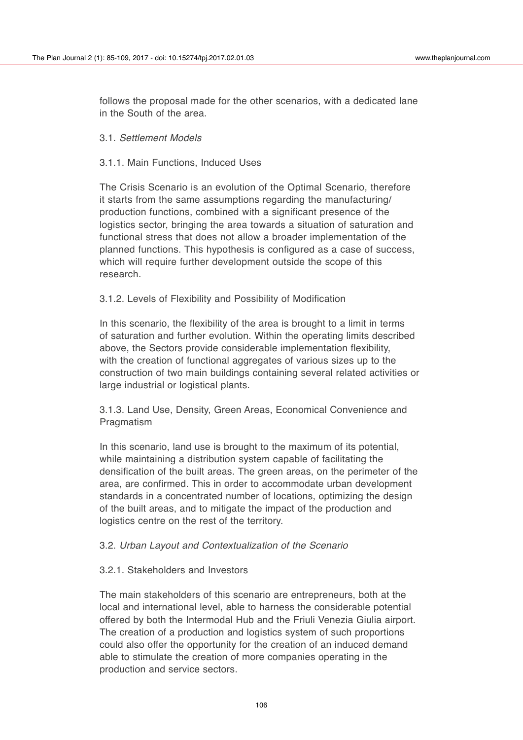follows the proposal made for the other scenarios, with a dedicated lane in the South of the area.

### 3.1. *Settlement Models*

#### 3.1.1. Main Functions, Induced Uses

The Crisis Scenario is an evolution of the Optimal Scenario, therefore it starts from the same assumptions regarding the manufacturing/production functions, combined with a significant presence of the logistics sector, bringing the area towards a situation of saturation and functional stress that does not allow a broader implementation of the planned functions. This hypothesis is configured as a case of success, which will require further development outside the scope of this research.

#### 3.1.2. Levels of Flexibility and Possibility of Modification

In this scenario, the flexibility of the area is brought to a limit in terms of saturation and further evolution. Within the operating limits described above, the Sectors provide considerable implementation flexibility, with the creation of functional aggregates of various sizes up to the construction of two main buildings containing several related activities or large industrial or logistical plants.

#### 3.1.3. Land Use, Density, Green Areas, Economical Convenience and Pragmatism

In this scenario, land use is brought to the maximum of its potential, while maintaining a distribution system capable of facilitating the densification of the built areas. The green areas, on the perimeter of the area, are confirmed. This in order to accommodate urban development standards in a concentrated number of locations, optimizing the design of the built areas, and to mitigate the impact of the production and logistics centre on the rest of the territory.

### 3.2. *Urban Layout and Contextualization of the Scenario*

#### 3.2.1. Stakeholders and Investors

The main stakeholders of this scenario are entrepreneurs, both at the local and international level, able to harness the considerable potential offered by both the Intermodal Hub and the Friuli Venezia Giulia airport. The creation of a production and logistics system of such proportions could also offer the opportunity for the creation of an induced demand able to stimulate the creation of more companies operating in the production and service sectors.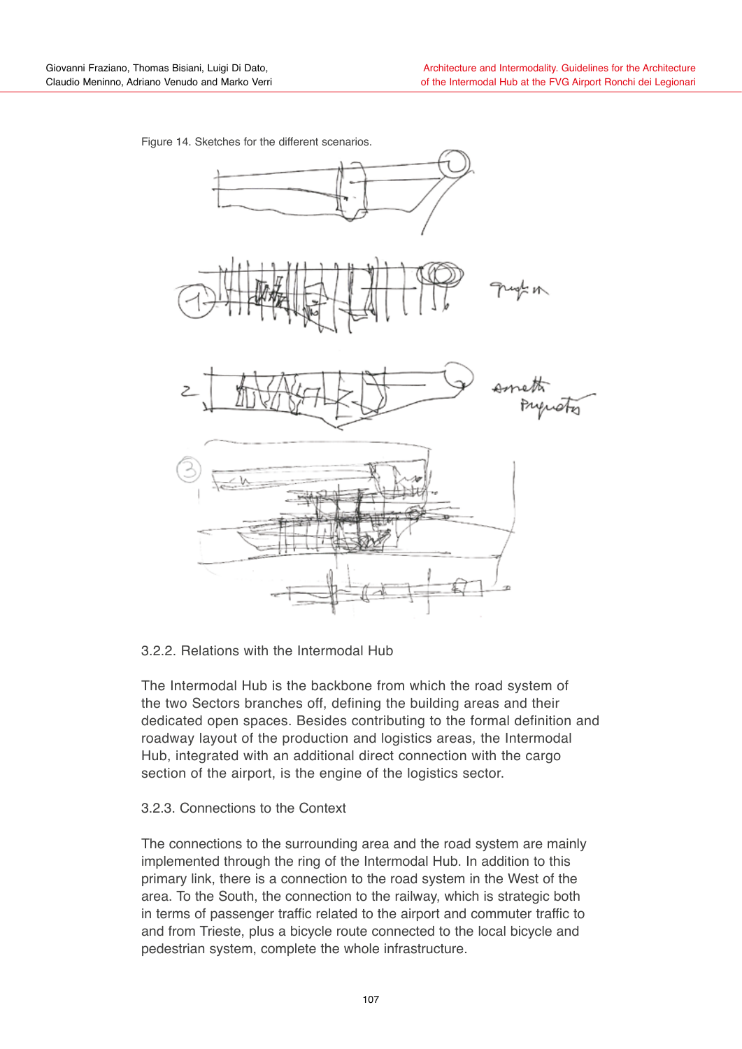Figure 14. Sketches for the different scenarios.

### 3.2.2. Relations with the Intermodal Hub

The Intermodal Hub is the backbone from which the road system of the two Sectors branches off, defining the building areas and their dedicated open spaces. Besides contributing to the formal definition and roadway layout of the production and logistics areas, the Intermodal Hub, integrated with an additional direct connection with the cargo section of the airport, is the engine of the logistics sector.

### 3.2.3. Connections to the Context

The connections to the surrounding area and the road system are mainly implemented through the ring of the Intermodal Hub. In addition to this primary link, there is a connection to the road system in the West of the area. To the South, the connection to the railway, which is strategic both in terms of passenger traffic related to the airport and commuter traffic to and from Trieste, plus a bicycle route connected to the local bicycle and pedestrian system, complete the whole infrastructure.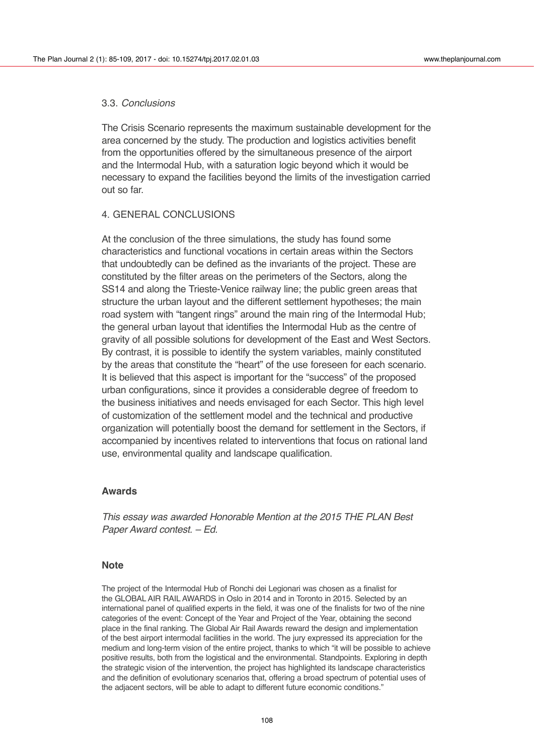### 3.3. *Conclusions*

The Crisis Scenario represents the maximum sustainable development for the area concerned by the study. The production and logistics activities benefit from the opportunities offered by the simultaneous presence of the airport and the Intermodal Hub, with a saturation logic beyond which it would be necessary to expand the facilities beyond the limits of the investigation carried out so far.

## 4. GENERAL CONCLUSIONS

At the conclusion of the three simulations, the study has found some characteristics and functional vocations in certain areas within the Sectors that undoubtedly can be defined as the invariants of the project. These are constituted by the filter areas on the perimeters of the Sectors, along the SS14 and along the Trieste-Venice railway line; the public green areas that structure the urban layout and the different settlement hypotheses; the main road system with "tangent rings" around the main ring of the Intermodal Hub; the general urban layout that identifies the Intermodal Hub as the centre of gravity of all possible solutions for development of the East and West Sectors. By contrast, it is possible to identify the system variables, mainly constituted by the areas that constitute the "heart" of the use foreseen for each scenario. It is believed that this aspect is important for the "success" of the proposed urban configurations, since it provides a considerable degree of freedom to the business initiatives and needs envisaged for each Sector. This high level of customization of the settlement model and the technical and productive organization will potentially boost the demand for settlement in the Sectors, if accompanied by incentives related to interventions that focus on rational land use, environmental quality and landscape qualification.

## Awards

*This essay was awarded Honorable Mention at the 2015 THE PLAN Best Paper Award contest. – Ed.*

## Note

The project of the Intermodal Hub of Ronchi dei Legionari was chosen as a finalist for the GLOBAL AIR RAIL AWARDS in Oslo in 2014 and in Toronto in 2015. Selected by an international panel of qualified experts in the field, it was one of the finalists for two of the nine categories of the event: Concept of the Year and Project of the Year, obtaining the second place in the final ranking. The Global Air Rail Awards reward the design and implementation of the best airport intermodal facilities in the world. The jury expressed its appreciation for the medium and long-term vision of the entire project, thanks to which "it will be possible to achieve positive results, both from the logistical and the environmental. Standpoints. Exploring in depth the strategic vision of the intervention, the project has highlighted its landscape characteristics and the definition of evolutionary scenarios that, offering a broad spectrum of potential uses of the adjacent sectors, will be able to adapt to different future economic conditions."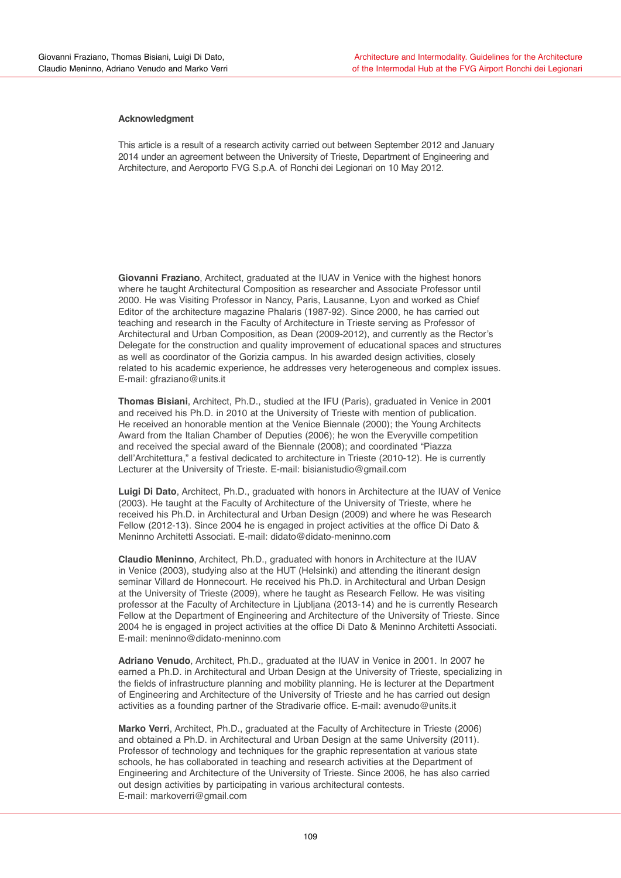**Acknowledgment**

This article is a result of a research activity carried out between September 2012 and January 2014 under an agreement between the University of Trieste, Department of Engineering and Architecture, and Aeroporto FVG S.p.A. of Ronchi dei Legionari on 10 May 2012.

**Giovanni Fraziano**, Architect, graduated at the IUAV in Venice with the highest honors where he taught Architectural Composition as researcher and Associate Professor until 2000. He was Visiting Professor in Nancy, Paris, Lausanne, Lyon and worked as Chief Editor of the architecture magazine Phalaris (1987-92). Since 2000, he has carried out teaching and research in the Faculty of Architecture in Trieste serving as Professor of Architectural and Urban Composition, as Dean (2009-2012), and currently as the Rector's Delegate for the construction and quality improvement of educational spaces and structures as well as coordinator of the Gorizia campus. In his awarded design activities, closely related to his academic experience, he addresses very heterogeneous and complex issues. E-mail: gfraziano@units.it

**Thomas Bisiani**, Architect, Ph.D., studied at the IFU (Paris), graduated in Venice in 2001 and received his Ph.D. in 2010 at the University of Trieste with mention of publication. He received an honorable mention at the Venice Biennale (2000); the Young Architects Award from the Italian Chamber of Deputies (2006); he won the Everyville competition and received the special award of the Biennale (2008); and coordinated "Piazza dell'Architettura," a festival dedicated to architecture in Trieste (2010-12). He is currently Lecturer at the University of Trieste. E-mail: bisianistudio@gmail.com

**Luigi Di Dato**, Architect, Ph.D., graduated with honors in Architecture at the IUAV of Venice (2003). He taught at the Faculty of Architecture of the University of Trieste, where he received his Ph.D. in Architectural and Urban Design (2009) and where he was Research Fellow (2012-13). Since 2004 he is engaged in project activities at the office Di Dato & Meninno Architetti Associati. E-mail: didato@didato-meninno.com

**Claudio Meninno**, Architect, Ph.D., graduated with honors in Architecture at the IUAV in Venice (2003), studying also at the HUT (Helsinki) and attending the itinerant design seminar Villard de Honnecourt. He received his Ph.D. in Architectural and Urban Design at the University of Trieste (2009), where he taught as Research Fellow. He was visiting professor at the Faculty of Architecture in Ljubljana (2013-14) and he is currently Research Fellow at the Department of Engineering and Architecture of the University of Trieste. Since 2004 he is engaged in project activities at the office Di Dato & Meninno Architetti Associati. E-mail: meninno@didato-meninno.com

**Adriano Venudo**, Architect, Ph.D., graduated at the IUAV in Venice in 2001. In 2007 he earned a Ph.D. in Architectural and Urban Design at the University of Trieste, specializing in the fields of infrastructure planning and mobility planning. He is lecturer at the Department of Engineering and Architecture of the University of Trieste and he has carried out design activities as a founding partner of the Stradivarie office. E-mail: avenudo@units.it

**Marko Verri**, Architect, Ph.D., graduated at the Faculty of Architecture in Trieste (2006) and obtained a Ph.D. in Architectural and Urban Design at the same University (2011). Professor of technology and techniques for the graphic representation at various state schools, he has collaborated in teaching and research activities at the Department of Engineering and Architecture of the University of Trieste. Since 2006, he has also carried out design activities by participating in various architectural contests.
E-mail: markoverri@gmail.com